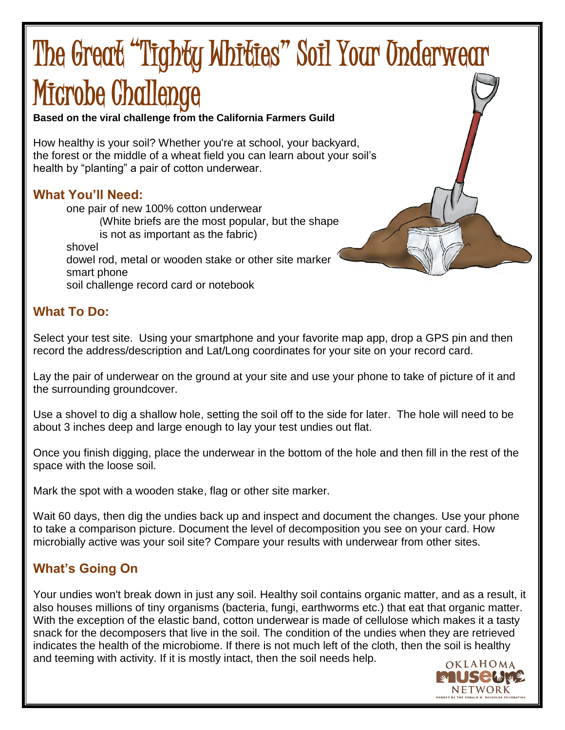# The Great "Tighty Whities" Soil Your Underwear Microbe Challenge

**Based on the viral challenge from the California Farmers Guild**

How healthy is your soil? Whether you're at school, your backyard, the forest or the middle of a wheat field you can learn about your soil's health by "planting" a pair of cotton underwear.

## What You'll Need:

- one pair of new 100% cotton underwear
  - (White briefs are the most popular, but the shape is not as important as the fabric)
- shovel
- dowel rod, metal or wooden stake or other site marker
- smart phone
- soil challenge record card or notebook

## What To Do:

Select your test site. Using your smartphone and your favorite map app, drop a GPS pin and then record the address/description and Lat/Long coordinates for your site on your record card.

Lay the pair of underwear on the ground at your site and use your phone to take of picture of it and the surrounding groundcover.

Use a shovel to dig a shallow hole, setting the soil off to the side for later. The hole will need to be about 3 inches deep and large enough to lay your test undies out flat.

Once you finish digging, place the underwear in the bottom of the hole and then fill in the rest of the space with the loose soil.

Mark the spot with a wooden stake, flag or other site marker.

Wait 60 days, then dig the undies back up and inspect and document the changes. Use your phone to take a comparison picture. Document the level of decomposition you see on your card. How microbially active was your soil site? Compare your results with underwear from other sites.

## What's Going On

Your undies won't break down in just any soil. Healthy soil contains organic matter, and as a result, it also houses millions of tiny organisms (bacteria, fungi, earthworms etc.) that eat that organic matter. With the exception of the elastic band, cotton underwear is made of cellulose which makes it a tasty snack for the decomposers that live in the soil. The condition of the undies when they are retrieved indicates the health of the microbiome. If there is not much left of the cloth, then the soil is healthy and teeming with activity. If it is mostly intact, then the soil needs help.

OKLAHOMA MUSEUMS NETWORK

FUNDED BY THE DONALD W. REYNOLDS FOUNDATION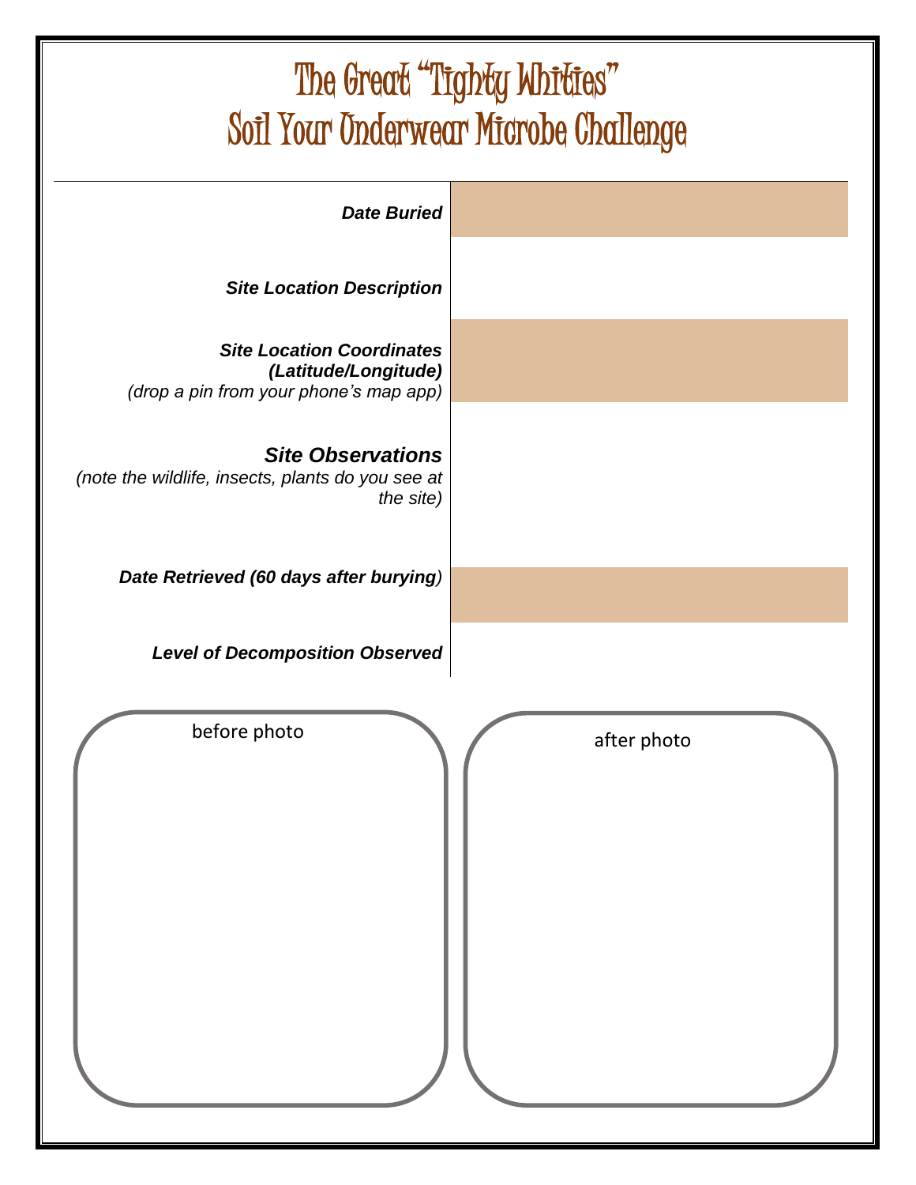# The Great "Tighty Whities" Soil Your Underwear Microbe Challenge

| | |
|---|---|
| ***Date Buried*** | |
| ***Site Location Description*** | |
| ***Site Location Coordinates (Latitude/Longitude)*** *(drop a pin from your phone's map app)* | |
| ***Site Observations*** *(note the wildlife, insects, plants do you see at the site)* | |
| ***Date Retrieved (60 days after burying)*** | |
| ***Level of Decomposition Observed*** | |

before photo

after photo